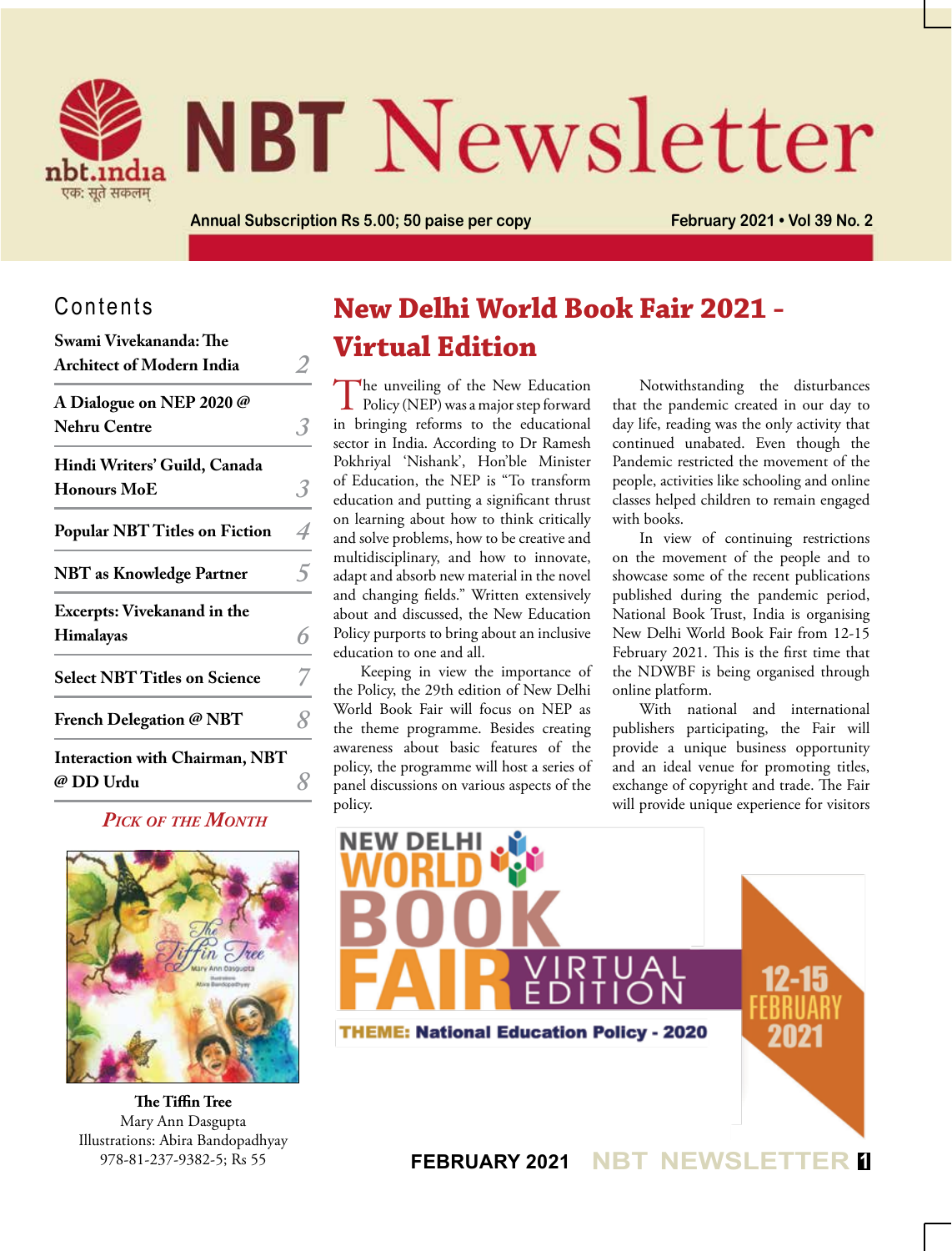# NBT Newsletter

nbt.india
एक: सूते सकलम्

Annual Subscription Rs 5.00; 50 paise per copy

February 2021 • Vol 39 No. 2

## Contents

| | |
|---|---|
| Swami Vivekananda: The Architect of Modern India | 2 |
| A Dialogue on NEP 2020 @ Nehru Centre | 3 |
| Hindi Writers' Guild, Canada Honours MoE | 3 |
| Popular NBT Titles on Fiction | 4 |
| NBT as Knowledge Partner | 5 |
| Excerpts: Vivekanand in the Himalayas | 6 |
| Select NBT Titles on Science | 7 |
| French Delegation @ NBT | 8 |
| Interaction with Chairman, NBT @ DD Urdu | 8 |

### *Pick of the Month*

**The Tiffin Tree**
Mary Ann Dasgupta
Illustrations: Abira Bandopadhyay
978-81-237-9382-5; Rs 55

# New Delhi World Book Fair 2021 - Virtual Edition

The unveiling of the New Education Policy (NEP) was a major step forward in bringing reforms to the educational sector in India. According to Dr Ramesh Pokhriyal 'Nishank', Hon'ble Minister of Education, the NEP is "To transform education and putting a significant thrust on learning about how to think critically and solve problems, how to be creative and multidisciplinary, and how to innovate, adapt and absorb new material in the novel and changing fields." Written extensively about and discussed, the New Education Policy purports to bring about an inclusive education to one and all.

Keeping in view the importance of the Policy, the 29th edition of New Delhi World Book Fair will focus on NEP as the theme programme. Besides creating awareness about basic features of the policy, the programme will host a series of panel discussions on various aspects of the policy.

Notwithstanding the disturbances that the pandemic created in our day to day life, reading was the only activity that continued unabated. Even though the Pandemic restricted the movement of the people, activities like schooling and online classes helped children to remain engaged with books.

In view of continuing restrictions on the movement of the people and to showcase some of the recent publications published during the pandemic period, National Book Trust, India is organising New Delhi World Book Fair from 12-15 February 2021. This is the first time that the NDWBF is being organised through online platform.

With national and international publishers participating, the Fair will provide a unique business opportunity and an ideal venue for promoting titles, exchange of copyright and trade. The Fair will provide unique experience for visitors

NEW DELHI WORLD BOOK FAIR VIRTUAL EDITION
THEME: National Education Policy - 2020
12-15 FEBRUARY 2021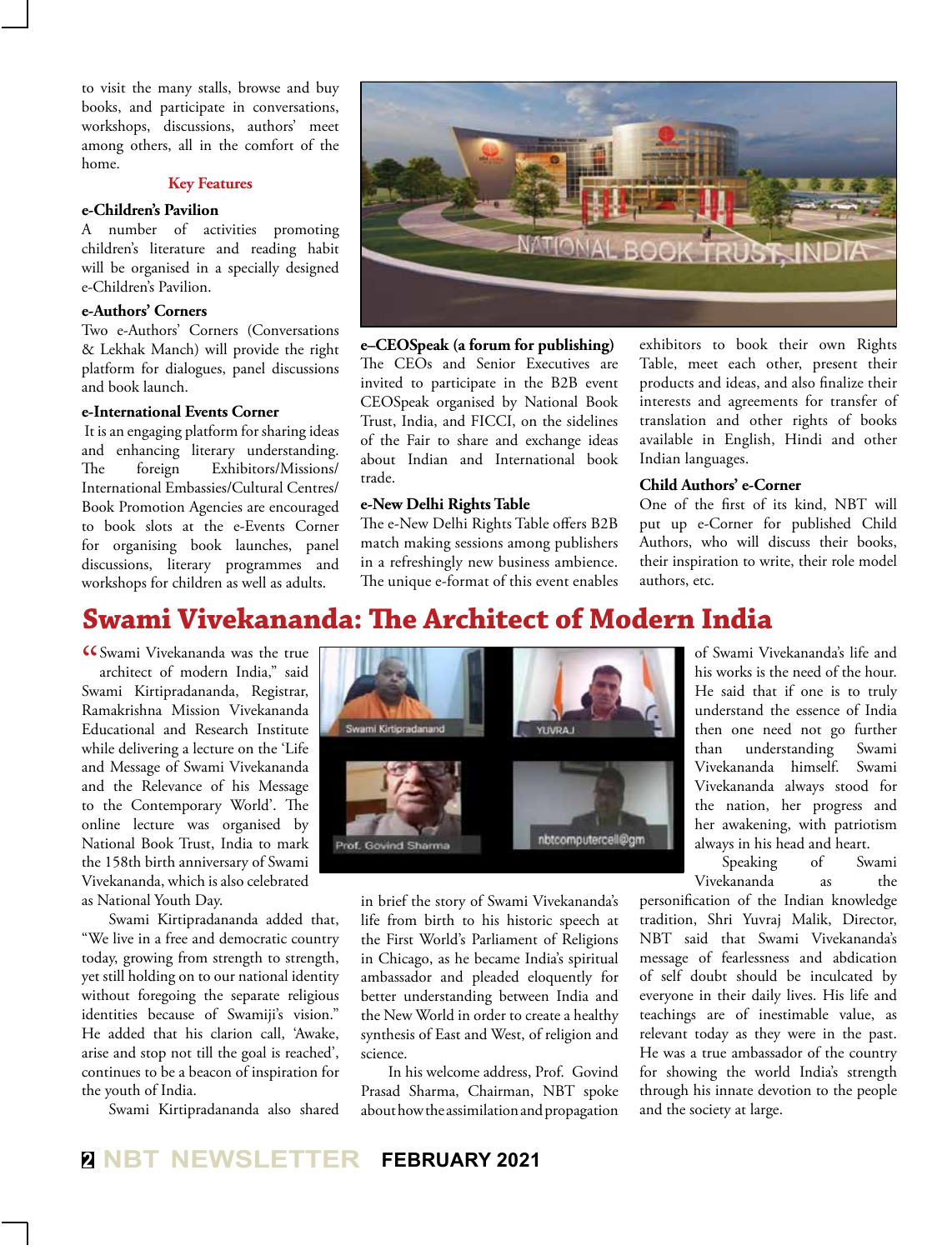to visit the many stalls, browse and buy books, and participate in conversations, workshops, discussions, authors' meet among others, all in the comfort of the home.

### Key Features

**e-Children's Pavilion**

A number of activities promoting children's literature and reading habit will be organised in a specially designed e-Children's Pavilion.

**e-Authors' Corners**

Two e-Authors' Corners (Conversations & Lekhak Manch) will provide the right platform for dialogues, panel discussions and book launch.

**e-International Events Corner**

It is an engaging platform for sharing ideas and enhancing literary understanding. The foreign Exhibitors/Missions/ International Embassies/Cultural Centres/ Book Promotion Agencies are encouraged to book slots at the e-Events Corner for organising book launches, panel discussions, literary programmes and workshops for children as well as adults.

**e–CEOSpeak (a forum for publishing)**

The CEOs and Senior Executives are invited to participate in the B2B event CEOSpeak organised by National Book Trust, India, and FICCI, on the sidelines of the Fair to share and exchange ideas about Indian and International book trade.

**e-New Delhi Rights Table**

The e-New Delhi Rights Table offers B2B match making sessions among publishers in a refreshingly new business ambience. The unique e-format of this event enables exhibitors to book their own Rights Table, meet each other, present their products and ideas, and also finalize their interests and agreements for transfer of translation and other rights of books available in English, Hindi and other Indian languages.

**Child Authors' e-Corner**

One of the first of its kind, NBT will put up e-Corner for published Child Authors, who will discuss their books, their inspiration to write, their role model authors, etc.

## Swami Vivekananda: The Architect of Modern India

"Swami Vivekananda was the true architect of modern India," said Swami Kirtipradananda, Registrar, Ramakrishna Mission Vivekananda Educational and Research Institute while delivering a lecture on the 'Life and Message of Swami Vivekananda and the Relevance of his Message to the Contemporary World'. The online lecture was organised by National Book Trust, India to mark the 158th birth anniversary of Swami Vivekananda, which is also celebrated as National Youth Day.

Swami Kirtipradananda added that, "We live in a free and democratic country today, growing from strength to strength, yet still holding on to our national identity without foregoing the separate religious identities because of Swamiji's vision." He added that his clarion call, 'Awake, arise and stop not till the goal is reached', continues to be a beacon of inspiration for the youth of India.

Swami Kirtipradananda also shared in brief the story of Swami Vivekananda's life from birth to his historic speech at the First World's Parliament of Religions in Chicago, as he became India's spiritual ambassador and pleaded eloquently for better understanding between India and the New World in order to create a healthy synthesis of East and West, of religion and science.

In his welcome address, Prof. Govind Prasad Sharma, Chairman, NBT spoke about how the assimilation and propagation of Swami Vivekananda's life and his works is the need of the hour. He said that if one is to truly understand the essence of India then one need not go further than understanding Swami Vivekananda himself. Swami Vivekananda always stood for the nation, her progress and her awakening, with patriotism always in his head and heart.

Speaking of Swami Vivekananda as the personification of the Indian knowledge tradition, Shri Yuvraj Malik, Director, NBT said that Swami Vivekananda's message of fearlessness and abdication of self doubt should be inculcated by everyone in their daily lives. His life and teachings are of inestimable value, as relevant today as they were in the past. He was a true ambassador of the country for showing the world India's strength through his innate devotion to the people and the society at large.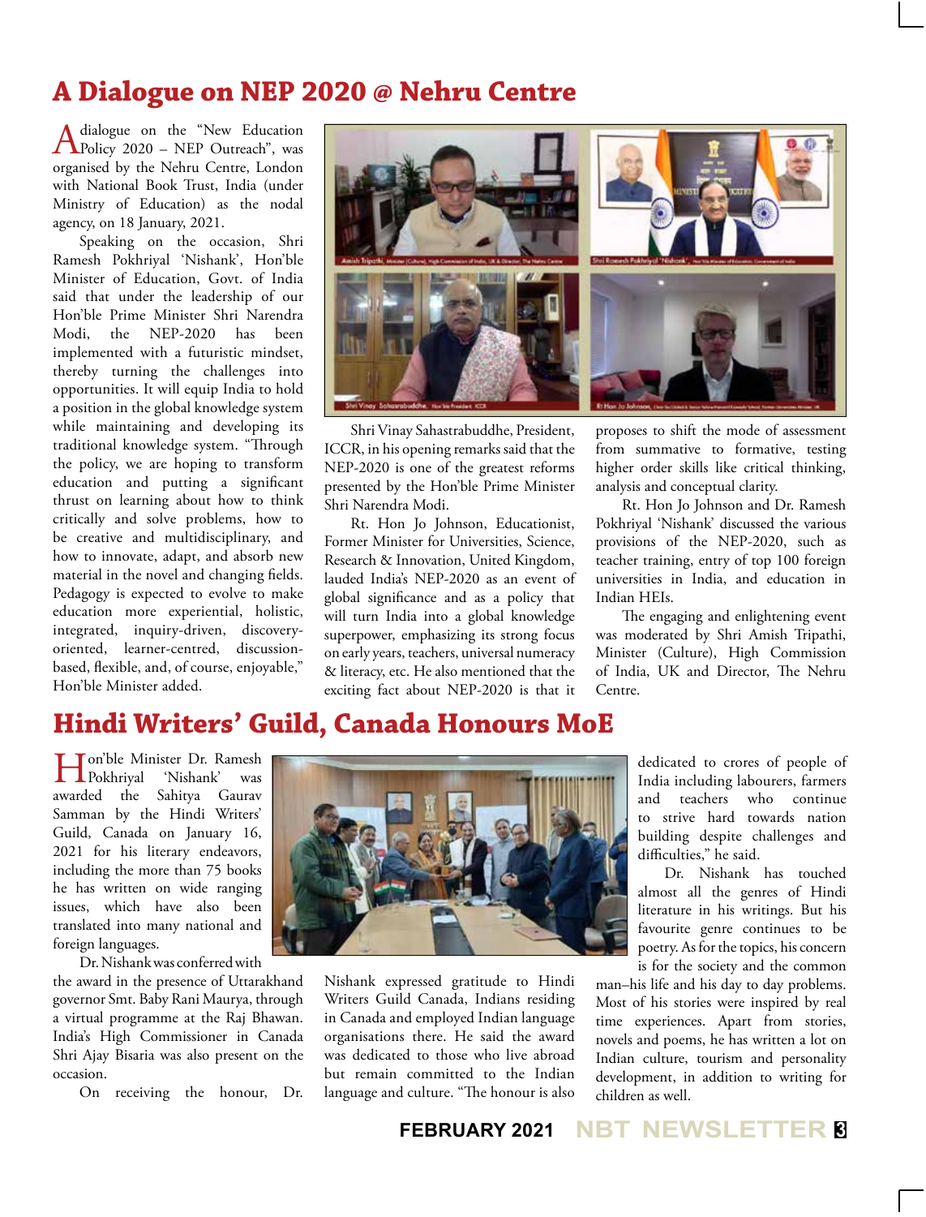## A Dialogue on NEP 2020 @ Nehru Centre

A dialogue on the "New Education Policy 2020 – NEP Outreach", was organised by the Nehru Centre, London with National Book Trust, India (under Ministry of Education) as the nodal agency, on 18 January, 2021.

Speaking on the occasion, Shri Ramesh Pokhriyal 'Nishank', Hon'ble Minister of Education, Govt. of India said that under the leadership of our Hon'ble Prime Minister Shri Narendra Modi, the NEP-2020 has been implemented with a futuristic mindset, thereby turning the challenges into opportunities. It will equip India to hold a position in the global knowledge system while maintaining and developing its traditional knowledge system. "Through the policy, we are hoping to transform education and putting a significant thrust on learning about how to think critically and solve problems, how to be creative and multidisciplinary, and how to innovate, adapt, and absorb new material in the novel and changing fields. Pedagogy is expected to evolve to make education more experiential, holistic, integrated, inquiry-driven, discovery-oriented, learner-centred, discussion-based, flexible, and, of course, enjoyable," Hon'ble Minister added.

Shri Vinay Sahastrabuddhe, President, ICCR, in his opening remarks said that the NEP-2020 is one of the greatest reforms presented by the Hon'ble Prime Minister Shri Narendra Modi.

Rt. Hon Jo Johnson, Educationist, Former Minister for Universities, Science, Research & Innovation, United Kingdom, lauded India's NEP-2020 as an event of global significance and as a policy that will turn India into a global knowledge superpower, emphasizing its strong focus on early years, teachers, universal numeracy & literacy, etc. He also mentioned that the exciting fact about NEP-2020 is that it proposes to shift the mode of assessment from summative to formative, testing higher order skills like critical thinking, analysis and conceptual clarity.

Rt. Hon Jo Johnson and Dr. Ramesh Pokhriyal 'Nishank' discussed the various provisions of the NEP-2020, such as teacher training, entry of top 100 foreign universities in India, and education in Indian HEIs.

The engaging and enlightening event was moderated by Shri Amish Tripathi, Minister (Culture), High Commission of India, UK and Director, The Nehru Centre.

## Hindi Writers' Guild, Canada Honours MoE

Hon'ble Minister Dr. Ramesh Pokhriyal 'Nishank' was awarded the Sahitya Gaurav Samman by the Hindi Writers' Guild, Canada on January 16, 2021 for his literary endeavors, including the more than 75 books he has written on wide ranging issues, which have also been translated into many national and foreign languages.

Dr. Nishank was conferred with the award in the presence of Uttarakhand governor Smt. Baby Rani Maurya, through a virtual programme at the Raj Bhawan. India's High Commissioner in Canada Shri Ajay Bisaria was also present on the occasion.

On receiving the honour, Dr. Nishank expressed gratitude to Hindi Writers Guild Canada, Indians residing in Canada and employed Indian language organisations there. He said the award was dedicated to those who live abroad but remain committed to the Indian language and culture. "The honour is also dedicated to crores of people of India including labourers, farmers and teachers who continue to strive hard towards nation building despite challenges and difficulties," he said.

Dr. Nishank has touched almost all the genres of Hindi literature in his writings. But his favourite genre continues to be poetry. As for the topics, his concern is for the society and the common man–his life and his day to day problems. Most of his stories were inspired by real time experiences. Apart from stories, novels and poems, he has written a lot on Indian culture, tourism and personality development, in addition to writing for children as well.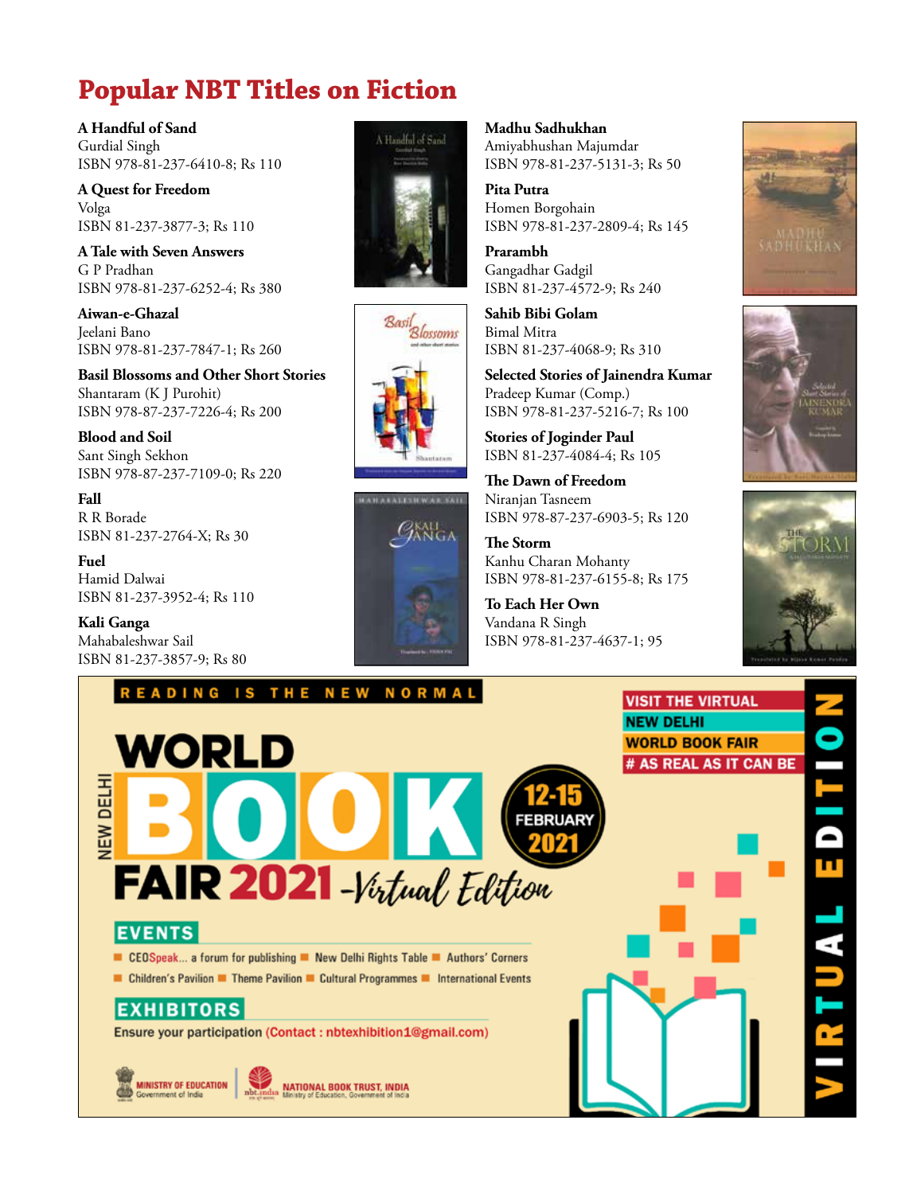# Popular NBT Titles on Fiction

**A Handful of Sand**
Gurdial Singh
ISBN 978-81-237-6410-8; Rs 110

**A Quest for Freedom**
Volga
ISBN 81-237-3877-3; Rs 110

**A Tale with Seven Answers**
G P Pradhan
ISBN 978-81-237-6252-4; Rs 380

**Aiwan-e-Ghazal**
Jeelani Bano
ISBN 978-81-237-7847-1; Rs 260

**Basil Blossoms and Other Short Stories**
Shantaram (K J Purohit)
ISBN 978-87-237-7226-4; Rs 200

**Blood and Soil**
Sant Singh Sekhon
ISBN 978-87-237-7109-0; Rs 220

**Fall**
R R Borade
ISBN 81-237-2764-X; Rs 30

**Fuel**
Hamid Dalwai
ISBN 81-237-3952-4; Rs 110

**Kali Ganga**
Mahabaleshwar Sail
ISBN 81-237-3857-9; Rs 80

**Madhu Sadhukhan**
Amiyabhushan Majumdar
ISBN 978-81-237-5131-3; Rs 50

**Pita Putra**
Homen Borgohain
ISBN 978-81-237-2809-4; Rs 145

**Prarambh**
Gangadhar Gadgil
ISBN 81-237-4572-9; Rs 240

**Sahib Bibi Golam**
Bimal Mitra
ISBN 81-237-4068-9; Rs 310

**Selected Stories of Jainendra Kumar**
Pradeep Kumar (Comp.)
ISBN 978-81-237-5216-7; Rs 100

**Stories of Joginder Paul**
ISBN 81-237-4084-4; Rs 105

**The Dawn of Freedom**
Niranjan Tasneem
ISBN 978-87-237-6903-5; Rs 120

**The Storm**
Kanhu Charan Mohanty
ISBN 978-81-237-6155-8; Rs 175

**To Each Her Own**
Vandana R Singh
ISBN 978-81-237-4637-1; 95

READING IS THE NEW NORMAL

NEW DELHI WORLD BOOK FAIR 2021 - Virtual Edition

12-15 FEBRUARY 2021

VISIT THE VIRTUAL NEW DELHI WORLD BOOK FAIR # AS REAL AS IT CAN BE

VIRTUAL EDITION

**EVENTS**

- CEOSpeak... a forum for publishing
- New Delhi Rights Table
- Authors' Corners
- Children's Pavilion
- Theme Pavilion
- Cultural Programmes
- International Events

**EXHIBITORS**

Ensure your participation (Contact : nbtexhibition1@gmail.com)

MINISTRY OF EDUCATION Government of India | NATIONAL BOOK TRUST, INDIA Ministry of Education, Government of India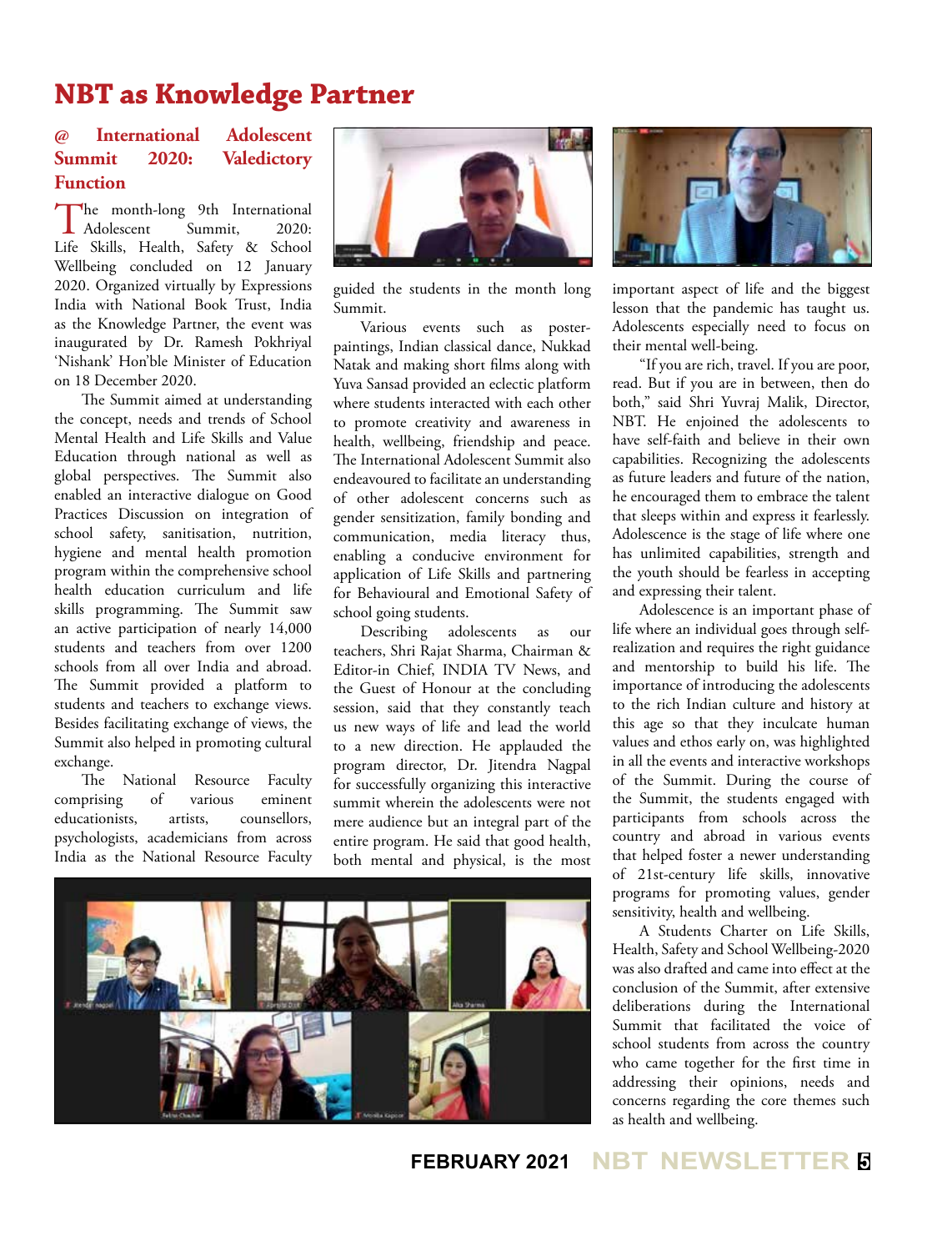# NBT as Knowledge Partner

## @ International Adolescent Summit 2020: Valedictory Function

The month-long 9th International Adolescent Summit, 2020: Life Skills, Health, Safety & School Wellbeing concluded on 12 January 2020. Organized virtually by Expressions India with National Book Trust, India as the Knowledge Partner, the event was inaugurated by Dr. Ramesh Pokhriyal 'Nishank' Hon'ble Minister of Education on 18 December 2020.

The Summit aimed at understanding the concept, needs and trends of School Mental Health and Life Skills and Value Education through national as well as global perspectives. The Summit also enabled an interactive dialogue on Good Practices Discussion on integration of school safety, sanitisation, nutrition, hygiene and mental health promotion program within the comprehensive school health education curriculum and life skills programming. The Summit saw an active participation of nearly 14,000 students and teachers from over 1200 schools from all over India and abroad. The Summit provided a platform to students and teachers to exchange views. Besides facilitating exchange of views, the Summit also helped in promoting cultural exchange.

The National Resource Faculty comprising of various eminent educationists, artists, counsellors, psychologists, academicians from across India as the National Resource Faculty guided the students in the month long Summit.

Various events such as poster-paintings, Indian classical dance, Nukkad Natak and making short films along with Yuva Sansad provided an eclectic platform where students interacted with each other to promote creativity and awareness in health, wellbeing, friendship and peace. The International Adolescent Summit also endeavoured to facilitate an understanding of other adolescent concerns such as gender sensitization, family bonding and communication, media literacy thus, enabling a conducive environment for application of Life Skills and partnering for Behavioural and Emotional Safety of school going students.

Describing adolescents as our teachers, Shri Rajat Sharma, Chairman & Editor-in Chief, INDIA TV News, and the Guest of Honour at the concluding session, said that they constantly teach us new ways of life and lead the world to a new direction. He applauded the program director, Dr. Jitendra Nagpal for successfully organizing this interactive summit wherein the adolescents were not mere audience but an integral part of the entire program. He said that good health, both mental and physical, is the most important aspect of life and the biggest lesson that the pandemic has taught us. Adolescents especially need to focus on their mental well-being.

"If you are rich, travel. If you are poor, read. But if you are in between, then do both," said Shri Yuvraj Malik, Director, NBT. He enjoined the adolescents to have self-faith and believe in their own capabilities. Recognizing the adolescents as future leaders and future of the nation, he encouraged them to embrace the talent that sleeps within and express it fearlessly. Adolescence is the stage of life where one has unlimited capabilities, strength and the youth should be fearless in accepting and expressing their talent.

Adolescence is an important phase of life where an individual goes through self-realization and requires the right guidance and mentorship to build his life. The importance of introducing the adolescents to the rich Indian culture and history at this age so that they inculcate human values and ethos early on, was highlighted in all the events and interactive workshops of the Summit. During the course of the Summit, the students engaged with participants from schools across the country and abroad in various events that helped foster a newer understanding of 21st-century life skills, innovative programs for promoting values, gender sensitivity, health and wellbeing.

A Students Charter on Life Skills, Health, Safety and School Wellbeing-2020 was also drafted and came into effect at the conclusion of the Summit, after extensive deliberations during the International Summit that facilitated the voice of school students from across the country who came together for the first time in addressing their opinions, needs and concerns regarding the core themes such as health and wellbeing.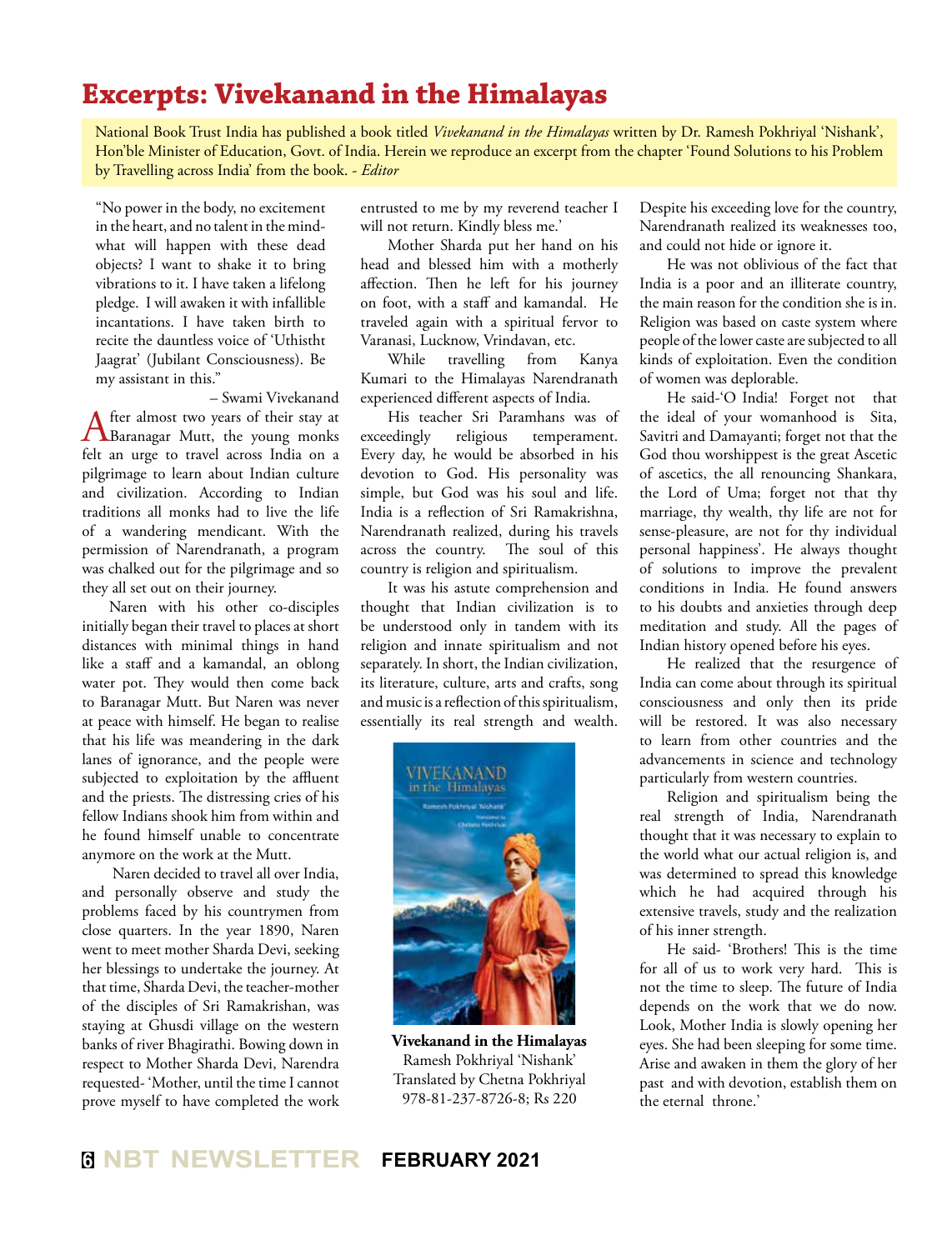# Excerpts: Vivekanand in the Himalayas

National Book Trust India has published a book titled *Vivekanand in the Himalayas* written by Dr. Ramesh Pokhriyal 'Nishank', Hon'ble Minister of Education, Govt. of India. Herein we reproduce an excerpt from the chapter 'Found Solutions to his Problem by Travelling across India' from the book. - *Editor*

"No power in the body, no excitement in the heart, and no talent in the mind- what will happen with these dead objects? I want to shake it to bring vibrations to it. I have taken a lifelong pledge. I will awaken it with infallible incantations. I have taken birth to recite the dauntless voice of 'Uthistht Jaagrat' (Jubilant Consciousness). Be my assistant in this."

– Swami Vivekanand

After almost two years of their stay at Baranagar Mutt, the young monks felt an urge to travel across India on a pilgrimage to learn about Indian culture and civilization. According to Indian traditions all monks had to live the life of a wandering mendicant. With the permission of Narendranath, a program was chalked out for the pilgrimage and so they all set out on their journey.

Naren with his other co-disciples initially began their travel to places at short distances with minimal things in hand like a staff and a kamandal, an oblong water pot. They would then come back to Baranagar Mutt. But Naren was never at peace with himself. He began to realise that his life was meandering in the dark lanes of ignorance, and the people were subjected to exploitation by the affluent and the priests. The distressing cries of his fellow Indians shook him from within and he found himself unable to concentrate anymore on the work at the Mutt.

Naren decided to travel all over India, and personally observe and study the problems faced by his countrymen from close quarters. In the year 1890, Naren went to meet mother Sharda Devi, seeking her blessings to undertake the journey. At that time, Sharda Devi, the teacher-mother of the disciples of Sri Ramakrishan, was staying at Ghusdi village on the western banks of river Bhagirathi. Bowing down in respect to Mother Sharda Devi, Narendra requested- 'Mother, until the time I cannot prove myself to have completed the work entrusted to me by my reverend teacher I will not return. Kindly bless me.'

Mother Sharda put her hand on his head and blessed him with a motherly affection. Then he left for his journey on foot, with a staff and kamandal. He traveled again with a spiritual fervor to Varanasi, Lucknow, Vrindavan, etc.

While travelling from Kanya Kumari to the Himalayas Narendranath experienced different aspects of India.

His teacher Sri Paramhans was of exceedingly religious temperament. Every day, he would be absorbed in his devotion to God. His personality was simple, but God was his soul and life. India is a reflection of Sri Ramakrishna, Narendranath realized, during his travels across the country. The soul of this country is religion and spiritualism.

It was his astute comprehension and thought that Indian civilization is to be understood only in tandem with its religion and innate spiritualism and not separately. In short, the Indian civilization, its literature, culture, arts and crafts, song and music is a reflection of this spiritualism, essentially its real strength and wealth.

**Vivekanand in the Himalayas**
Ramesh Pokhriyal 'Nishank'
Translated by Chetna Pokhriyal
978-81-237-8726-8; Rs 220

Despite his exceeding love for the country, Narendranath realized its weaknesses too, and could not hide or ignore it.

He was not oblivious of the fact that India is a poor and an illiterate country, the main reason for the condition she is in. Religion was based on caste system where people of the lower caste are subjected to all kinds of exploitation. Even the condition of women was deplorable.

He said-'O India! Forget not that the ideal of your womanhood is Sita, Savitri and Damayanti; forget not that the God thou worshippest is the great Ascetic of ascetics, the all renouncing Shankara, the Lord of Uma; forget not that thy marriage, thy wealth, thy life are not for sense-pleasure, are not for thy individual personal happiness'. He always thought of solutions to improve the prevalent conditions in India. He found answers to his doubts and anxieties through deep meditation and study. All the pages of Indian history opened before his eyes.

He realized that the resurgence of India can come about through its spiritual consciousness and only then its pride will be restored. It was also necessary to learn from other countries and the advancements in science and technology particularly from western countries.

Religion and spiritualism being the real strength of India, Narendranath thought that it was necessary to explain to the world what our actual religion is, and was determined to spread this knowledge which he had acquired through his extensive travels, study and the realization of his inner strength.

He said- 'Brothers! This is the time for all of us to work very hard. This is not the time to sleep. The future of India depends on the work that we do now. Look, Mother India is slowly opening her eyes. She had been sleeping for some time. Arise and awaken in them the glory of her past and with devotion, establish them on the eternal throne.'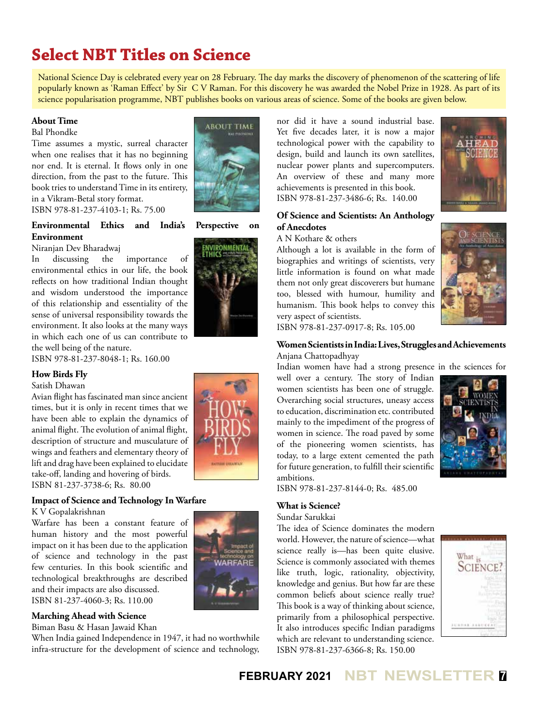# Select NBT Titles on Science

National Science Day is celebrated every year on 28 February. The day marks the discovery of phenomenon of the scattering of life popularly known as 'Raman Effect' by Sir C V Raman. For this discovery he was awarded the Nobel Prize in 1928. As part of its science popularisation programme, NBT publishes books on various areas of science. Some of the books are given below.

**About Time**

Bal Phondke

Time assumes a mystic, surreal character when one realises that it has no beginning nor end. It is eternal. It flows only in one direction, from the past to the future. This book tries to understand Time in its entirety, in a Vikram-Betal story format.

ISBN 978-81-237-4103-1; Rs. 75.00

**Environmental Ethics and India's Perspective on Environment**

Niranjan Dev Bharadwaj

In discussing the importance of environmental ethics in our life, the book reflects on how traditional Indian thought and wisdom understood the importance of this relationship and essentiality of the sense of universal responsibility towards the environment. It also looks at the many ways in which each one of us can contribute to the well being of the nature.

ISBN 978-81-237-8048-1; Rs. 160.00

**How Birds Fly**

Satish Dhawan

Avian flight has fascinated man since ancient times, but it is only in recent times that we have been able to explain the dynamics of animal flight. The evolution of animal flight, description of structure and musculature of wings and feathers and elementary theory of lift and drag have been explained to elucidate take-off, landing and hovering of birds.

ISBN 81-237-3738-6; Rs. 80.00

**Impact of Science and Technology In Warfare**

K V Gopalakrishnan

Warfare has been a constant feature of human history and the most powerful impact on it has been due to the application of science and technology in the past few centuries. In this book scientific and technological breakthroughs are described and their impacts are also discussed.

ISBN 81-237-4060-3; Rs. 110.00

**Marching Ahead with Science**

Biman Basu & Hasan Jawaid Khan

When India gained Independence in 1947, it had no worthwhile infra-structure for the development of science and technology, nor did it have a sound industrial base. Yet five decades later, it is now a major technological power with the capability to design, build and launch its own satellites, nuclear power plants and supercomputers. An overview of these and many more achievements is presented in this book.

ISBN 978-81-237-3486-6; Rs. 140.00

**Of Science and Scientists: An Anthology of Anecdotes**

A N Kothare & others

Although a lot is available in the form of biographies and writings of scientists, very little information is found on what made them not only great discoverers but humane too, blessed with humour, humility and humanism. This book helps to convey this very aspect of scientists.

ISBN 978-81-237-0917-8; Rs. 105.00

**Women Scientists in India: Lives, Struggles and Achievements**

Anjana Chattopadhyay

Indian women have had a strong presence in the sciences for well over a century. The story of Indian women scientists has been one of struggle. Overarching social structures, uneasy access to education, discrimination etc. contributed mainly to the impediment of the progress of women in science. The road paved by some of the pioneering women scientists, has today, to a large extent cemented the path for future generation, to fulfill their scientific ambitions.

ISBN 978-81-237-8144-0; Rs. 485.00

**What is Science?**

Sundar Sarukkai

The idea of Science dominates the modern world. However, the nature of science—what science really is—has been quite elusive. Science is commonly associated with themes like truth, logic, rationality, objectivity, knowledge and genius. But how far are these common beliefs about science really true? This book is a way of thinking about science, primarily from a philosophical perspective. It also introduces specific Indian paradigms which are relevant to understanding science.

ISBN 978-81-237-6366-8; Rs. 150.00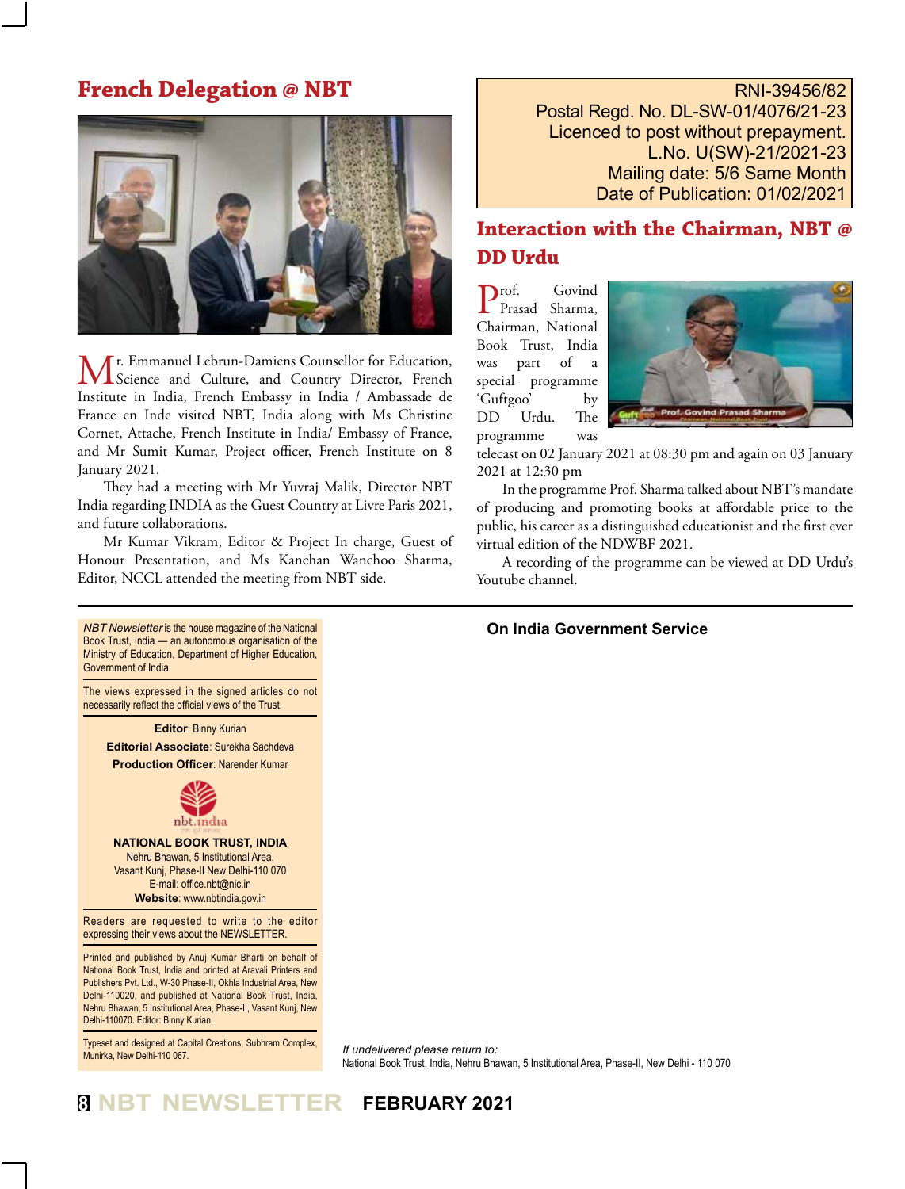## French Delegation @ NBT

Mr. Emmanuel Lebrun-Damiens Counsellor for Education, Science and Culture, and Country Director, French Institute in India, French Embassy in India / Ambassade de France en Inde visited NBT, India along with Ms Christine Cornet, Attache, French Institute in India/ Embassy of France, and Mr Sumit Kumar, Project officer, French Institute on 8 January 2021.

They had a meeting with Mr Yuvraj Malik, Director NBT India regarding INDIA as the Guest Country at Livre Paris 2021, and future collaborations.

Mr Kumar Vikram, Editor & Project In charge, Guest of Honour Presentation, and Ms Kanchan Wanchoo Sharma, Editor, NCCL attended the meeting from NBT side.

RNI-39456/82
Postal Regd. No. DL-SW-01/4076/21-23
Licenced to post without prepayment.
L.No. U(SW)-21/2021-23
Mailing date: 5/6 Same Month
Date of Publication: 01/02/2021

## Interaction with the Chairman, NBT @ DD Urdu

Prof. Govind Prasad Sharma, Chairman, National Book Trust, India was part of a special programme 'Guftgoo' by DD Urdu. The programme was telecast on 02 January 2021 at 08:30 pm and again on 03 January 2021 at 12:30 pm

In the programme Prof. Sharma talked about NBT's mandate of producing and promoting books at affordable price to the public, his career as a distinguished educationist and the first ever virtual edition of the NDWBF 2021.

A recording of the programme can be viewed at DD Urdu's Youtube channel.

---

*NBT Newsletter* is the house magazine of the National Book Trust, India — an autonomous organisation of the Ministry of Education, Department of Higher Education, Government of India.

The views expressed in the signed articles do not necessarily reflect the official views of the Trust.

**Editor**: Binny Kurian
**Editorial Associate**: Surekha Sachdeva
**Production Officer**: Narender Kumar

nbt.india

**NATIONAL BOOK TRUST, INDIA**
Nehru Bhawan, 5 Institutional Area,
Vasant Kunj, Phase-II New Delhi-110 070
E-mail: office.nbt@nic.in
**Website**: www.nbtindia.gov.in

Readers are requested to write to the editor expressing their views about the NEWSLETTER.

Printed and published by Anuj Kumar Bharti on behalf of National Book Trust, India and printed at Aravali Printers and Publishers Pvt. Ltd., W-30 Phase-II, Okhla Industrial Area, New Delhi-110020, and published at National Book Trust, India, Nehru Bhawan, 5 Institutional Area, Phase-II, Vasant Kunj, New Delhi-110070. Editor: Binny Kurian.

Typeset and designed at Capital Creations, Subhram Complex, Munirka, New Delhi-110 067.

**On India Government Service**

*If undelivered please return to:*
National Book Trust, India, Nehru Bhawan, 5 Institutional Area, Phase-II, New Delhi - 110 070